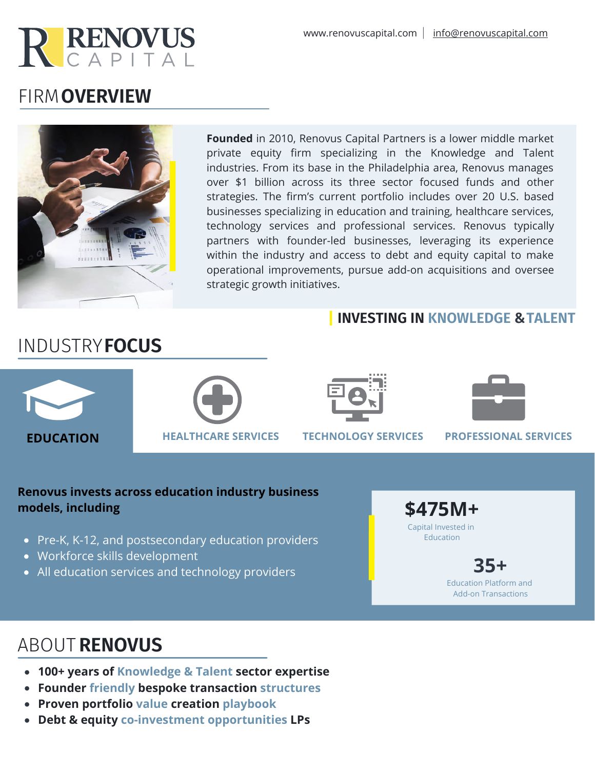# RENOVUS CAPITAL

www.renovuscapital.com | info@renovuscapital.com

## FIRM OVERVIEW

**Founded** in 2010, Renovus Capital Partners is a lower middle market private equity firm specializing in the Knowledge and Talent industries. From its base in the Philadelphia area, Renovus manages over $1 billion across its three sector focused funds and other strategies. The firm's current portfolio includes over 20 U.S. based businesses specializing in education and training, healthcare services, technology services and professional services. Renovus typically partners with founder-led businesses, leveraging its experience within the industry and access to debt and equity capital to make operational improvements, pursue add-on acquisitions and oversee strategic growth initiatives.

**INVESTING IN KNOWLEDGE & TALENT**

## INDUSTRY FOCUS

**EDUCATION** | **HEALTHCARE SERVICES** | **TECHNOLOGY SERVICES** | **PROFESSIONAL SERVICES**

**Renovus invests across education industry business models, including**

- Pre-K, K-12, and postsecondary education providers
- Workforce skills development
- All education services and technology providers

**$475M+**
Capital Invested in Education

**35+**
Education Platform and Add-on Transactions

## ABOUT RENOVUS

- **100+ years of Knowledge & Talent sector expertise**
- **Founder friendly bespoke transaction structures**
- **Proven portfolio value creation playbook**
- **Debt & equity co-investment opportunities LPs**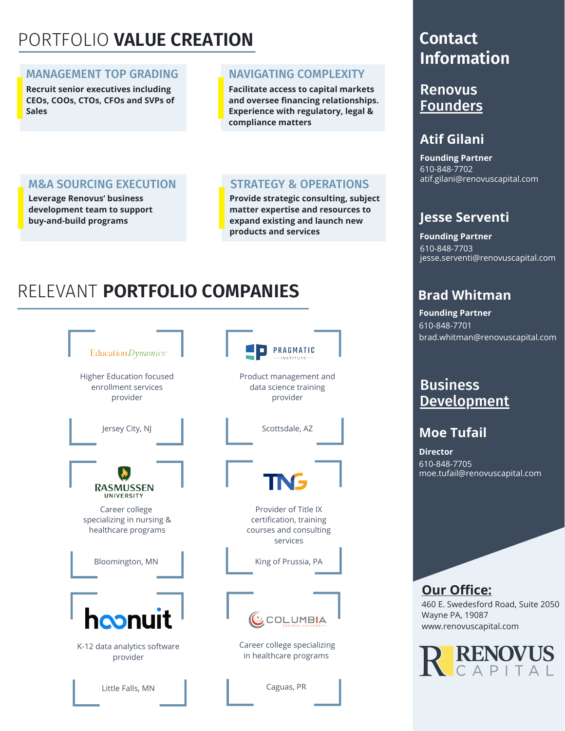# PORTFOLIO **VALUE CREATION**

### MANAGEMENT TOP GRADING

**Recruit senior executives including CEOs, COOs, CTOs, CFOs and SVPs of Sales**

### NAVIGATING COMPLEXITY

**Facilitate access to capital markets and oversee financing relationships. Experience with regulatory, legal & compliance matters**

### M&A SOURCING EXECUTION

**Leverage Renovus' business development team to support buy-and-build programs**

### STRATEGY & OPERATIONS

**Provide strategic consulting, subject matter expertise and resources to expand existing and launch new products and services**

# RELEVANT **PORTFOLIO COMPANIES**

**EducationDynamics**
Higher Education focused enrollment services provider
Jersey City, NJ

**Pragmatic Institute**
Product management and data science training provider
Scottsdale, AZ

**Rasmussen University**
Career college specializing in nursing & healthcare programs
Bloomington, MN

**TNG**
Provider of Title IX certification, training courses and consulting services
King of Prussia, PA

**hoonuit**
K-12 data analytics software provider
Little Falls, MN

**Columbia Central University**
Career college specializing in healthcare programs
Caguas, PR

## Contact Information

### Renovus Founders

**Atif Gilani**
Founding Partner
610-848-7702
atif.gilani@renovuscapital.com

**Jesse Serventi**
Founding Partner
610-848-7703
jesse.serventi@renovuscapital.com

**Brad Whitman**
Founding Partner
610-848-7701
brad.whitman@renovuscapital.com

### Business Development

**Moe Tufail**
Director
610-848-7705
moe.tufail@renovuscapital.com

### Our Office:

460 E. Swedesford Road, Suite 2050
Wayne PA, 19087
www.renovuscapital.com

RENOVUS CAPITAL